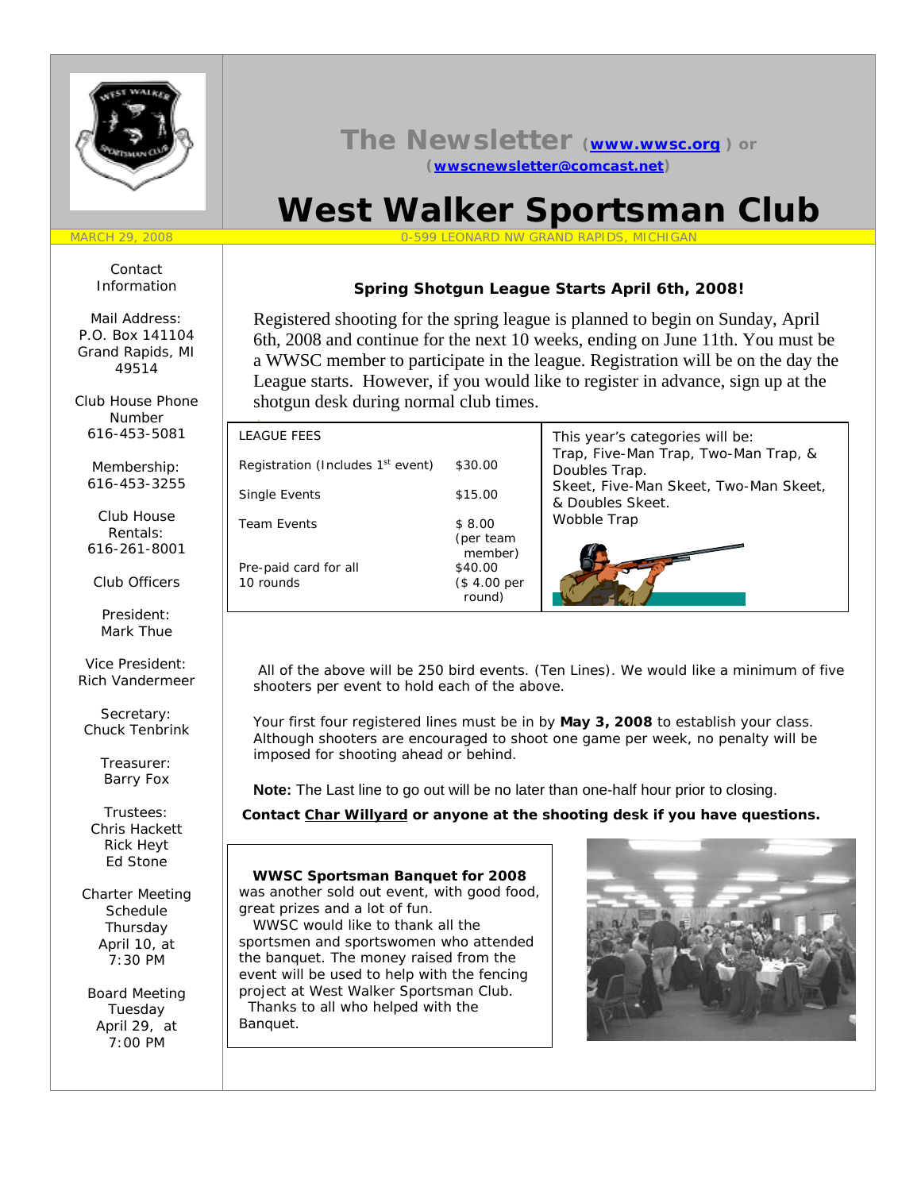# The Newsletter (www.wwsc.org) or (wwscnewsletter@comcast.net)

# West Walker Sportsman Club

MARCH 29, 2008 — 0-599 LEONARD NW GRAND RAPIDS, MICHIGAN

Contact Information

Mail Address:
P.O. Box 141104
Grand Rapids, MI
49514

Club House Phone Number
616-453-5081

Membership:
616-453-3255

Club House Rentals:
616-261-8001

Club Officers

President:
Mark Thue

Vice President:
Rich Vandermeer

Secretary:
Chuck Tenbrink

Treasurer:
Barry Fox

Trustees:
Chris Hackett
Rick Heyt
Ed Stone

Charter Meeting Schedule
Thursday
April 10, at
7:30 PM

Board Meeting
Tuesday
April 29, at
7:00 PM

## Spring Shotgun League Starts April 6th, 2008!

Registered shooting for the spring league is planned to begin on Sunday, April 6th, 2008 and continue for the next 10 weeks, ending on June 11th. You must be a WWSC member to participate in the league. Registration will be on the day the League starts. However, if you would like to register in advance, sign up at the shotgun desk during normal club times.

| LEAGUE FEES | |
|---|---|
| Registration (Includes 1st event) | $30.00 |
| Single Events | $15.00 |
| Team Events | $ 8.00 (per team member) |
| Pre-paid card for all 10 rounds | $40.00 ($ 4.00 per round) |

This year's categories will be:
Trap, Five-Man Trap, Two-Man Trap, & Doubles Trap.
Skeet, Five-Man Skeet, Two-Man Skeet, & Doubles Skeet.
Wobble Trap

All of the above will be 250 bird events. (Ten Lines). We would like a minimum of five shooters per event to hold each of the above.

Your first four registered lines must be in by **May 3, 2008** to establish your class. Although shooters are encouraged to shoot one game per week, no penalty will be imposed for shooting ahead or behind.

**Note:** The Last line to go out will be no later than one-half hour prior to closing.

**Contact Char Willyard or anyone at the shooting desk if you have questions.**

**WWSC Sportsman Banquet for 2008** was another sold out event, with good food, great prizes and a lot of fun.

WWSC would like to thank all the sportsmen and sportswomen who attended the banquet. The money raised from the event will be used to help with the fencing project at West Walker Sportsman Club.

Thanks to all who helped with the Banquet.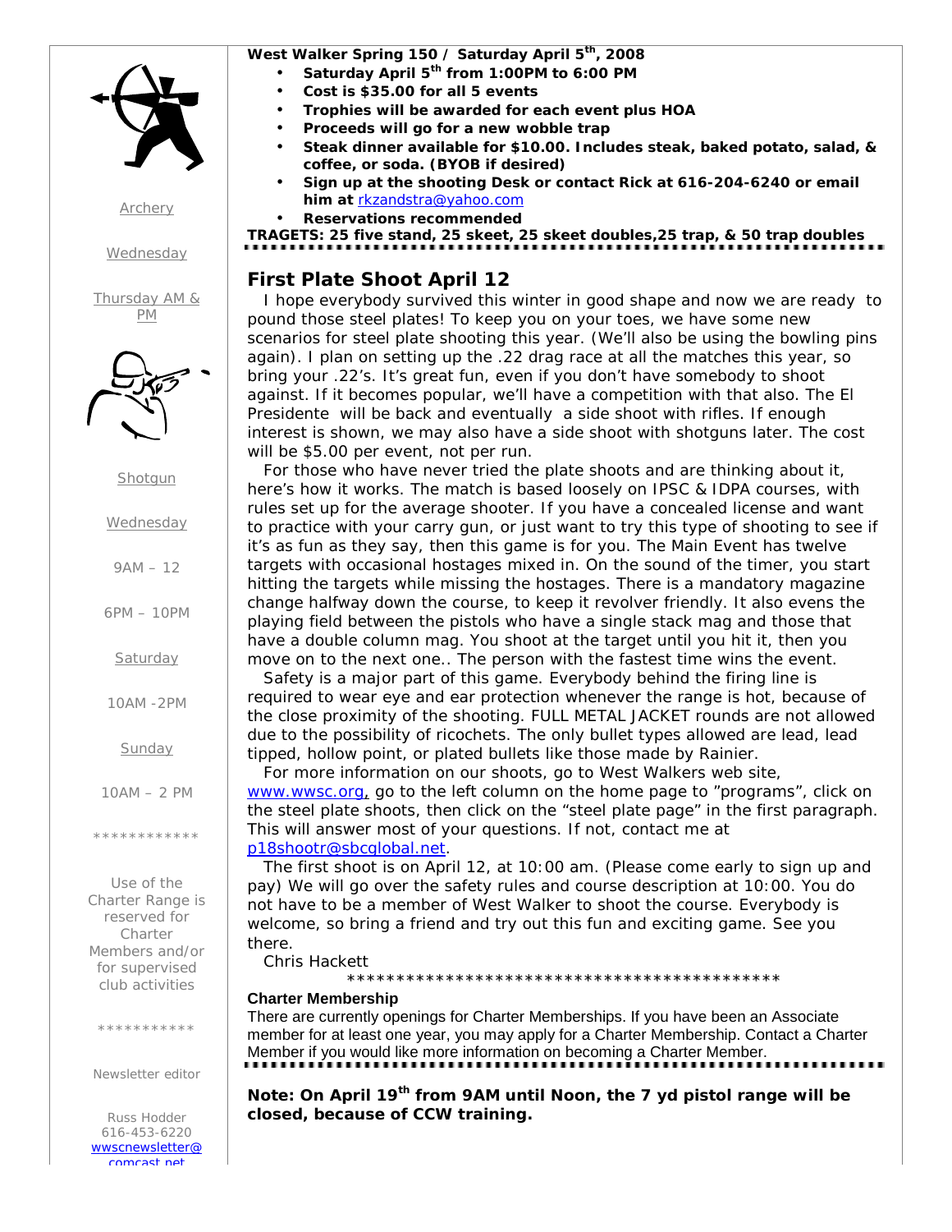Archery

Wednesday

Thursday AM & PM

Shotgun

Wednesday

9AM – 12

6PM – 10PM

Saturday

10AM -2PM

Sunday

10AM – 2 PM

************

Use of the Charter Range is reserved for Charter Members and/or for supervised club activities

***********

Newsletter editor

Russ Hodder
616-453-6220
wwscnewsletter@comcast.net

**West Walker Spring 150 / Saturday April 5th, 2008**

- **Saturday April 5th from 1:00PM to 6:00 PM**
- **Cost is $35.00 for all 5 events**
- **Trophies will be awarded for each event plus HOA**
- **Proceeds will go for a new wobble trap**
- **Steak dinner available for $10.00. Includes steak, baked potato, salad, & coffee, or soda. (BYOB if desired)**
- **Sign up at the shooting Desk or contact Rick at 616-204-6240 or email him at** rkzandstra@yahoo.com
- **Reservations recommended**

**TRAGETS: 25 five stand, 25 skeet, 25 skeet doubles,25 trap, & 50 trap doubles**

## First Plate Shoot April 12

I hope everybody survived this winter in good shape and now we are ready to pound those steel plates! To keep you on your toes, we have some new scenarios for steel plate shooting this year. (We'll also be using the bowling pins again). I plan on setting up the .22 drag race at all the matches this year, so bring your .22's. It's great fun, even if you don't have somebody to shoot against. If it becomes popular, we'll have a competition with that also. The El Presidente will be back and eventually a side shoot with rifles. If enough interest is shown, we may also have a side shoot with shotguns later. The cost will be $5.00 per event, not per run.

For those who have never tried the plate shoots and are thinking about it, here's how it works. The match is based loosely on IPSC & IDPA courses, with rules set up for the average shooter. If you have a concealed license and want to practice with your carry gun, or just want to try this type of shooting to see if it's as fun as they say, then this game is for you. The Main Event has twelve targets with occasional hostages mixed in. On the sound of the timer, you start hitting the targets while missing the hostages. There is a mandatory magazine change halfway down the course, to keep it revolver friendly. It also evens the playing field between the pistols who have a single stack mag and those that have a double column mag. You shoot at the target until you hit it, then you move on to the next one.. The person with the fastest time wins the event.

Safety is a major part of this game. Everybody behind the firing line is required to wear eye and ear protection whenever the range is hot, because of the close proximity of the shooting. FULL METAL JACKET rounds are not allowed due to the possibility of ricochets. The only bullet types allowed are lead, lead tipped, hollow point, or plated bullets like those made by Rainier.

For more information on our shoots, go to West Walkers web site, www.wwsc.org, go to the left column on the home page to "programs", click on the steel plate shoots, then click on the "steel plate page" in the first paragraph. This will answer most of your questions. If not, contact me at p18shootr@sbcglobal.net.

The first shoot is on April 12, at 10:00 am. (Please come early to sign up and pay) We will go over the safety rules and course description at 10:00. You do not have to be a member of West Walker to shoot the course. Everybody is welcome, so bring a friend and try out this fun and exciting game. See you there.

Chris Hackett

*********************************************

**Charter Membership**

There are currently openings for Charter Memberships. If you have been an Associate member for at least one year, you may apply for a Charter Membership. Contact a Charter Member if you would like more information on becoming a Charter Member.

**Note: On April 19th from 9AM until Noon, the 7 yd pistol range will be closed, because of CCW training.**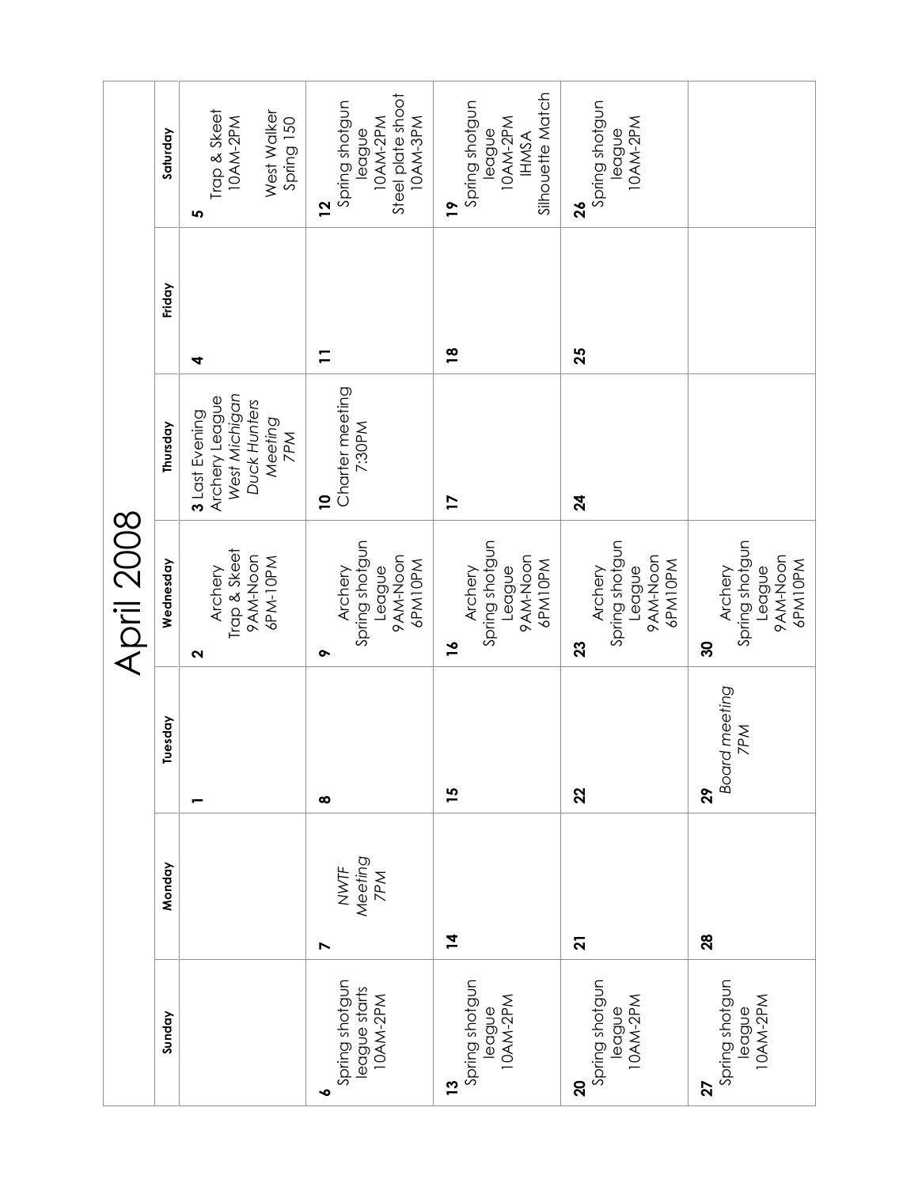# April 2008

| Sunday | Monday | Tuesday | Wednesday | Thursday | Friday | Saturday |
|---|---|---|---|---|---|---|
| | | **1** | **2** Archery Trap & Skeet 9AM-Noon 6PM-10PM | **3** Last Evening Archery League *West Michigan Duck Hunters Meeting 7PM* | **4** | **5** Trap & Skeet 10AM-2PM West Walker Spring 150 |
| **6** Spring shotgun league starts 10AM-2PM | **7** *NWTF Meeting 7PM* | **8** | **9** Archery Spring shotgun League 9AM-Noon 6PM10PM | **10** Charter meeting 7:30PM | **11** | **12** Spring shotgun league 10AM-2PM Steel plate shoot 10AM-3PM |
| **13** Spring shotgun league 10AM-2PM | **14** | **15** | **16** Archery Spring shotgun League 9AM-Noon 6PM10PM | **17** | **18** | **19** Spring shotgun league 10AM-2PM IHMSA Silhouette Match |
| **20** Spring shotgun league 10AM-2PM | **21** | **22** | **23** Archery Spring shotgun League 9AM-Noon 6PM10PM | **24** | **25** | **26** Spring shotgun league 10AM-2PM |
| **27** Spring shotgun league 10AM-2PM | **28** | **29** *Board meeting 7PM* | **30** Archery Spring shotgun League 9AM-Noon 6PM10PM | | | |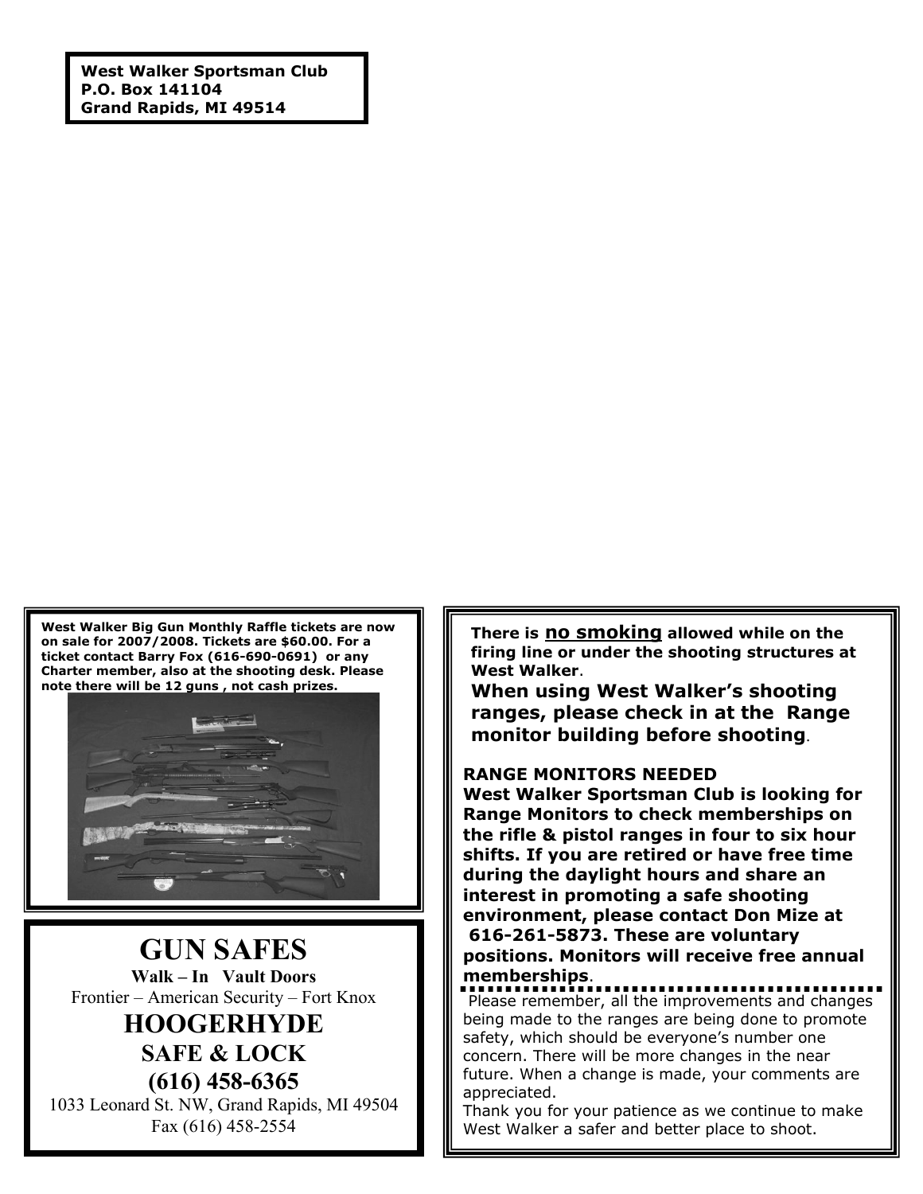**West Walker Sportsman Club**
**P.O. Box 141104**
**Grand Rapids, MI 49514**

**West Walker Big Gun Monthly Raffle tickets are now on sale for 2007/2008. Tickets are $60.00. For a ticket contact Barry Fox (616-690-0691) or any Charter member, also at the shooting desk. Please note there will be 12 guns , not cash prizes.**

# GUN SAFES

**Walk – In Vault Doors**

Frontier – American Security – Fort Knox

## HOOGERHYDE

## SAFE & LOCK

## (616) 458-6365

1033 Leonard St. NW, Grand Rapids, MI 49504

Fax (616) 458-2554

**There is <u>no smoking</u> allowed while on the firing line or under the shooting structures at West Walker**.

**When using West Walker's shooting ranges, please check in at the Range monitor building before shooting**.

**RANGE MONITORS NEEDED**

**West Walker Sportsman Club is looking for Range Monitors to check memberships on the rifle & pistol ranges in four to six hour shifts. If you are retired or have free time during the daylight hours and share an interest in promoting a safe shooting environment, please contact Don Mize at 616-261-5873. These are voluntary positions. Monitors will receive free annual memberships**.

Please remember, all the improvements and changes being made to the ranges are being done to promote safety, which should be everyone's number one concern. There will be more changes in the near future. When a change is made, your comments are appreciated.

Thank you for your patience as we continue to make West Walker a safer and better place to shoot.